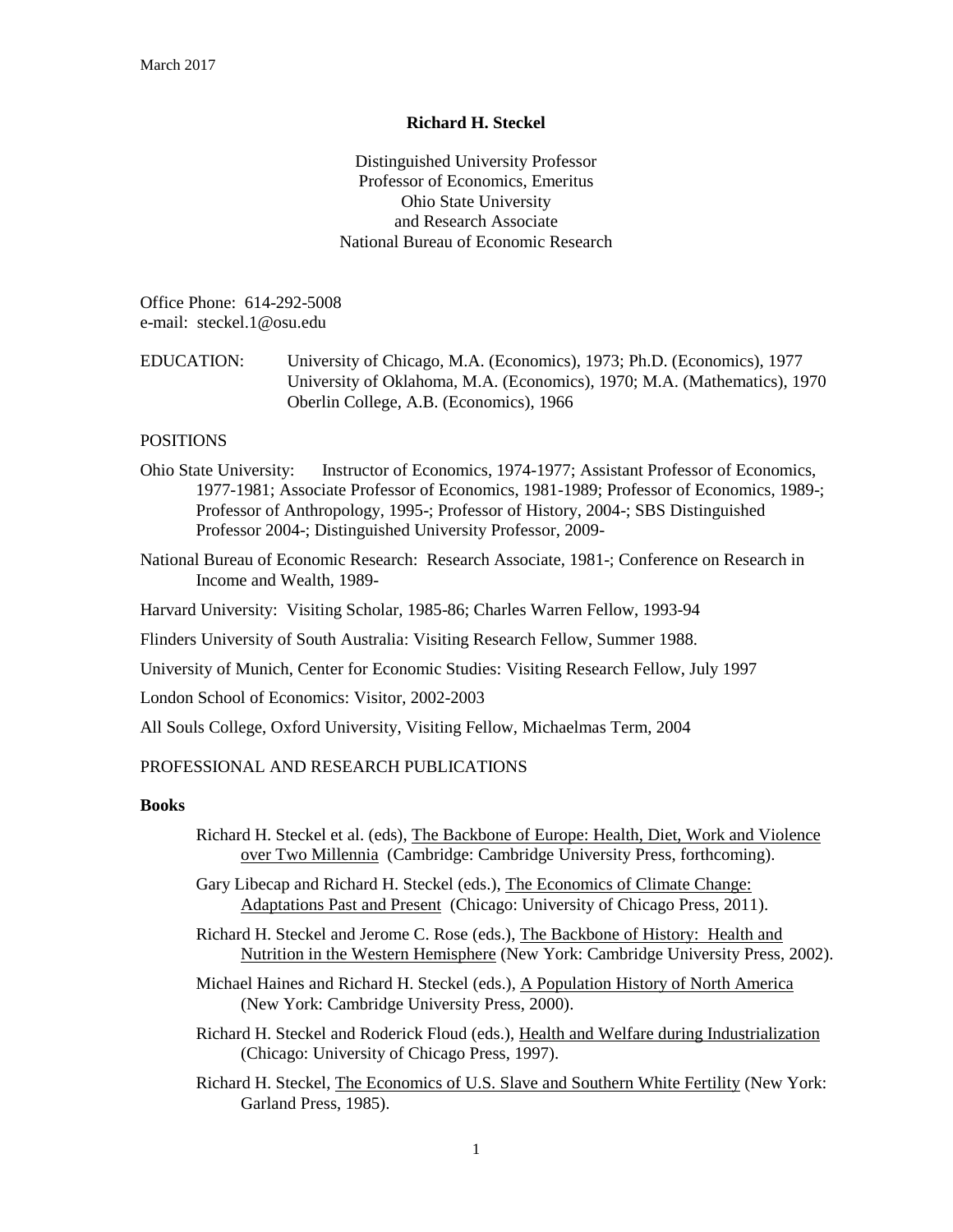March 2017

# Richard H. Steckel

Distinguished University Professor
Professor of Economics, Emeritus
Ohio State University
and Research Associate
National Bureau of Economic Research

Office Phone: 614-292-5008
e-mail: steckel.1@osu.edu

EDUCATION: University of Chicago, M.A. (Economics), 1973; Ph.D. (Economics), 1977
University of Oklahoma, M.A. (Economics), 1970; M.A. (Mathematics), 1970
Oberlin College, A.B. (Economics), 1966

## POSITIONS

Ohio State University: Instructor of Economics, 1974-1977; Assistant Professor of Economics, 1977-1981; Associate Professor of Economics, 1981-1989; Professor of Economics, 1989-; Professor of Anthropology, 1995-; Professor of History, 2004-; SBS Distinguished Professor 2004-; Distinguished University Professor, 2009-

National Bureau of Economic Research: Research Associate, 1981-; Conference on Research in Income and Wealth, 1989-

Harvard University: Visiting Scholar, 1985-86; Charles Warren Fellow, 1993-94

Flinders University of South Australia: Visiting Research Fellow, Summer 1988.

University of Munich, Center for Economic Studies: Visiting Research Fellow, July 1997

London School of Economics: Visitor, 2002-2003

All Souls College, Oxford University, Visiting Fellow, Michaelmas Term, 2004

## PROFESSIONAL AND RESEARCH PUBLICATIONS

### Books

Richard H. Steckel et al. (eds), The Backbone of Europe: Health, Diet, Work and Violence over Two Millennia (Cambridge: Cambridge University Press, forthcoming).

Gary Libecap and Richard H. Steckel (eds.), The Economics of Climate Change: Adaptations Past and Present (Chicago: University of Chicago Press, 2011).

Richard H. Steckel and Jerome C. Rose (eds.), The Backbone of History: Health and Nutrition in the Western Hemisphere (New York: Cambridge University Press, 2002).

Michael Haines and Richard H. Steckel (eds.), A Population History of North America (New York: Cambridge University Press, 2000).

Richard H. Steckel and Roderick Floud (eds.), Health and Welfare during Industrialization (Chicago: University of Chicago Press, 1997).

Richard H. Steckel, The Economics of U.S. Slave and Southern White Fertility (New York: Garland Press, 1985).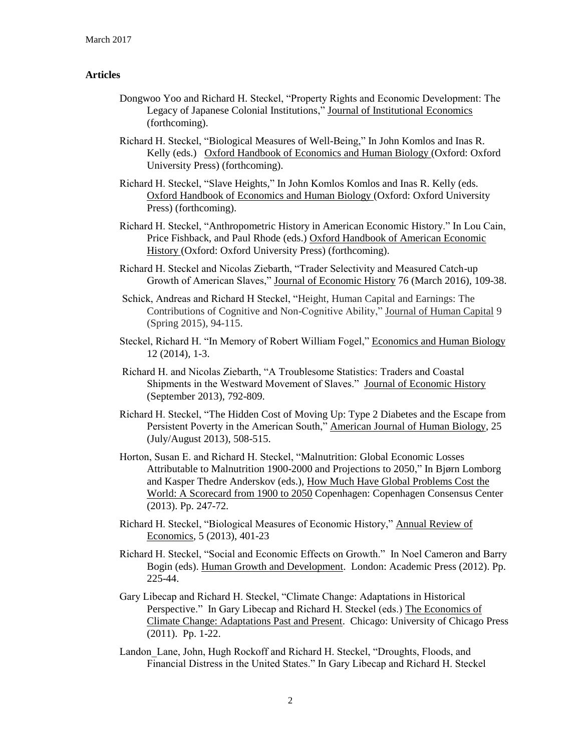March 2017

**Articles**

Dongwoo Yoo and Richard H. Steckel, "Property Rights and Economic Development: The Legacy of Japanese Colonial Institutions," Journal of Institutional Economics (forthcoming).

Richard H. Steckel, "Biological Measures of Well-Being," In John Komlos and Inas R. Kelly (eds.) Oxford Handbook of Economics and Human Biology (Oxford: Oxford University Press) (forthcoming).

Richard H. Steckel, "Slave Heights," In John Komlos Komlos and Inas R. Kelly (eds. Oxford Handbook of Economics and Human Biology (Oxford: Oxford University Press) (forthcoming).

Richard H. Steckel, "Anthropometric History in American Economic History." In Lou Cain, Price Fishback, and Paul Rhode (eds.) Oxford Handbook of American Economic History (Oxford: Oxford University Press) (forthcoming).

Richard H. Steckel and Nicolas Ziebarth, "Trader Selectivity and Measured Catch-up Growth of American Slaves," Journal of Economic History 76 (March 2016), 109-38.

Schick, Andreas and Richard H Steckel, "Height, Human Capital and Earnings: The Contributions of Cognitive and Non-Cognitive Ability," Journal of Human Capital 9 (Spring 2015), 94-115.

Steckel, Richard H. "In Memory of Robert William Fogel," Economics and Human Biology 12 (2014), 1-3.

Richard H. and Nicolas Ziebarth, "A Troublesome Statistics: Traders and Coastal Shipments in the Westward Movement of Slaves." Journal of Economic History (September 2013), 792-809.

Richard H. Steckel, "The Hidden Cost of Moving Up: Type 2 Diabetes and the Escape from Persistent Poverty in the American South," American Journal of Human Biology, 25 (July/August 2013), 508-515.

Horton, Susan E. and Richard H. Steckel, "Malnutrition: Global Economic Losses Attributable to Malnutrition 1900-2000 and Projections to 2050," In Bjørn Lomborg and Kasper Thedre Anderskov (eds.), How Much Have Global Problems Cost the World: A Scorecard from 1900 to 2050 Copenhagen: Copenhagen Consensus Center (2013). Pp. 247-72.

Richard H. Steckel, "Biological Measures of Economic History," Annual Review of Economics, 5 (2013), 401-23

Richard H. Steckel, "Social and Economic Effects on Growth." In Noel Cameron and Barry Bogin (eds). Human Growth and Development. London: Academic Press (2012). Pp. 225-44.

Gary Libecap and Richard H. Steckel, "Climate Change: Adaptations in Historical Perspective." In Gary Libecap and Richard H. Steckel (eds.) The Economics of Climate Change: Adaptations Past and Present. Chicago: University of Chicago Press (2011). Pp. 1-22.

Landon_Lane, John, Hugh Rockoff and Richard H. Steckel, "Droughts, Floods, and Financial Distress in the United States." In Gary Libecap and Richard H. Steckel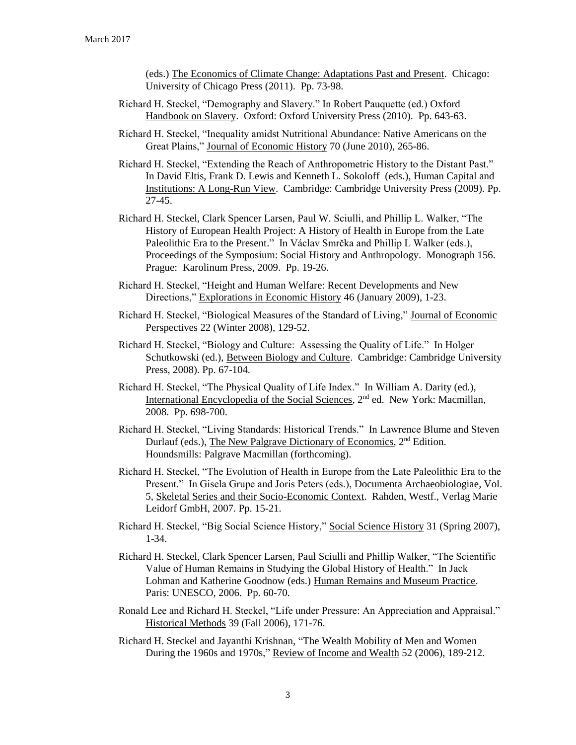(eds.) The Economics of Climate Change: Adaptations Past and Present. Chicago: University of Chicago Press (2011). Pp. 73-98.

Richard H. Steckel, "Demography and Slavery." In Robert Pauquette (ed.) Oxford Handbook on Slavery. Oxford: Oxford University Press (2010). Pp. 643-63.

Richard H. Steckel, "Inequality amidst Nutritional Abundance: Native Americans on the Great Plains," Journal of Economic History 70 (June 2010), 265-86.

Richard H. Steckel, "Extending the Reach of Anthropometric History to the Distant Past." In David Eltis, Frank D. Lewis and Kenneth L. Sokoloff (eds.), Human Capital and Institutions: A Long-Run View. Cambridge: Cambridge University Press (2009). Pp. 27-45.

Richard H. Steckel, Clark Spencer Larsen, Paul W. Sciulli, and Phillip L. Walker, "The History of European Health Project: A History of Health in Europe from the Late Paleolithic Era to the Present." In Václav Smrčka and Phillip L Walker (eds.), Proceedings of the Symposium: Social History and Anthropology. Monograph 156. Prague: Karolinum Press, 2009. Pp. 19-26.

Richard H. Steckel, "Height and Human Welfare: Recent Developments and New Directions," Explorations in Economic History 46 (January 2009), 1-23.

Richard H. Steckel, "Biological Measures of the Standard of Living," Journal of Economic Perspectives 22 (Winter 2008), 129-52.

Richard H. Steckel, "Biology and Culture: Assessing the Quality of Life." In Holger Schutkowski (ed.), Between Biology and Culture. Cambridge: Cambridge University Press, 2008). Pp. 67-104.

Richard H. Steckel, "The Physical Quality of Life Index." In William A. Darity (ed.), International Encyclopedia of the Social Sciences, 2nd ed. New York: Macmillan, 2008. Pp. 698-700.

Richard H. Steckel, "Living Standards: Historical Trends." In Lawrence Blume and Steven Durlauf (eds.), The New Palgrave Dictionary of Economics, 2nd Edition. Houndsmills: Palgrave Macmillan (forthcoming).

Richard H. Steckel, "The Evolution of Health in Europe from the Late Paleolithic Era to the Present." In Gisela Grupe and Joris Peters (eds.), Documenta Archaeobiologiae, Vol. 5, Skeletal Series and their Socio-Economic Context. Rahden, Westf., Verlag Marie Leidorf GmbH, 2007. Pp. 15-21.

Richard H. Steckel, "Big Social Science History," Social Science History 31 (Spring 2007), 1-34.

Richard H. Steckel, Clark Spencer Larsen, Paul Sciulli and Phillip Walker, "The Scientific Value of Human Remains in Studying the Global History of Health." In Jack Lohman and Katherine Goodnow (eds.) Human Remains and Museum Practice. Paris: UNESCO, 2006. Pp. 60-70.

Ronald Lee and Richard H. Steckel, "Life under Pressure: An Appreciation and Appraisal." Historical Methods 39 (Fall 2006), 171-76.

Richard H. Steckel and Jayanthi Krishnan, "The Wealth Mobility of Men and Women During the 1960s and 1970s," Review of Income and Wealth 52 (2006), 189-212.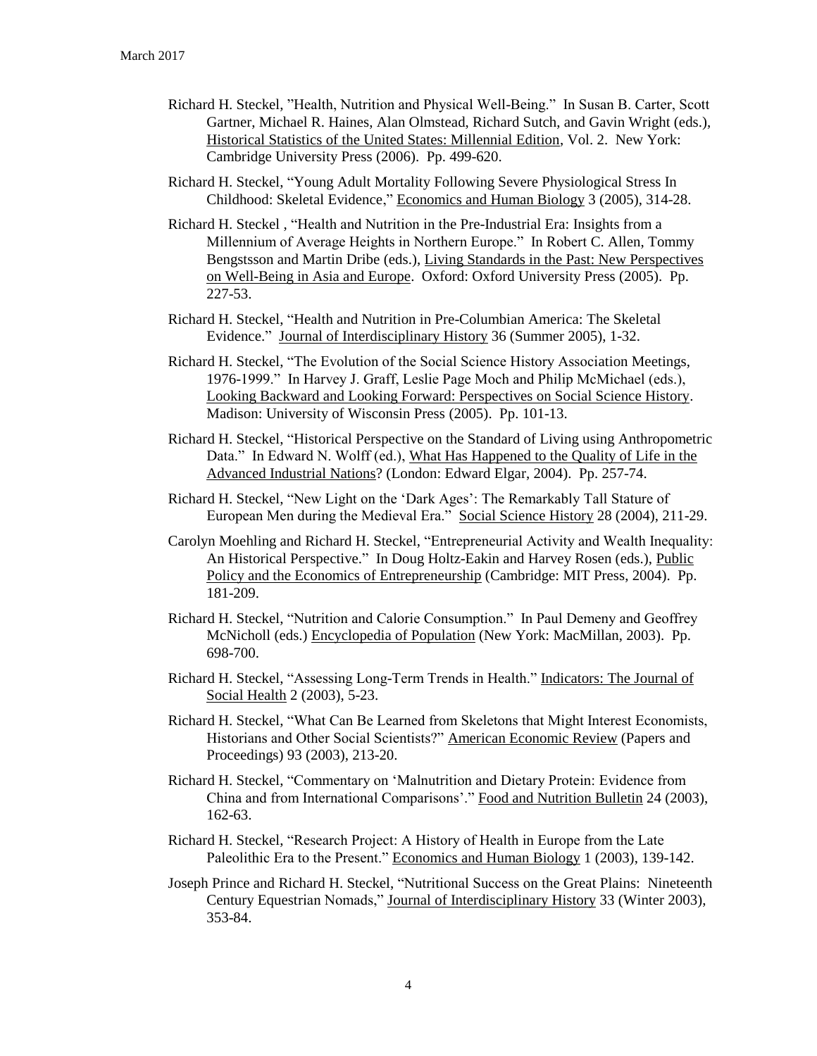Richard H. Steckel, ”Health, Nutrition and Physical Well-Being.” In Susan B. Carter, Scott Gartner, Michael R. Haines, Alan Olmstead, Richard Sutch, and Gavin Wright (eds.), Historical Statistics of the United States: Millennial Edition, Vol. 2. New York: Cambridge University Press (2006). Pp. 499-620.

Richard H. Steckel, “Young Adult Mortality Following Severe Physiological Stress In Childhood: Skeletal Evidence,” Economics and Human Biology 3 (2005), 314-28.

Richard H. Steckel , “Health and Nutrition in the Pre-Industrial Era: Insights from a Millennium of Average Heights in Northern Europe.” In Robert C. Allen, Tommy Bengstsson and Martin Dribe (eds.), Living Standards in the Past: New Perspectives on Well-Being in Asia and Europe. Oxford: Oxford University Press (2005). Pp. 227-53.

Richard H. Steckel, “Health and Nutrition in Pre-Columbian America: The Skeletal Evidence.” Journal of Interdisciplinary History 36 (Summer 2005), 1-32.

Richard H. Steckel, “The Evolution of the Social Science History Association Meetings, 1976-1999.” In Harvey J. Graff, Leslie Page Moch and Philip McMichael (eds.), Looking Backward and Looking Forward: Perspectives on Social Science History. Madison: University of Wisconsin Press (2005). Pp. 101-13.

Richard H. Steckel, “Historical Perspective on the Standard of Living using Anthropometric Data.” In Edward N. Wolff (ed.), What Has Happened to the Quality of Life in the Advanced Industrial Nations? (London: Edward Elgar, 2004). Pp. 257-74.

Richard H. Steckel, “New Light on the ‘Dark Ages’: The Remarkably Tall Stature of European Men during the Medieval Era.” Social Science History 28 (2004), 211-29.

Carolyn Moehling and Richard H. Steckel, “Entrepreneurial Activity and Wealth Inequality: An Historical Perspective.” In Doug Holtz-Eakin and Harvey Rosen (eds.), Public Policy and the Economics of Entrepreneurship (Cambridge: MIT Press, 2004). Pp. 181-209.

Richard H. Steckel, “Nutrition and Calorie Consumption.” In Paul Demeny and Geoffrey McNicholl (eds.) Encyclopedia of Population (New York: MacMillan, 2003). Pp. 698-700.

Richard H. Steckel, “Assessing Long-Term Trends in Health.” Indicators: The Journal of Social Health 2 (2003), 5-23.

Richard H. Steckel, “What Can Be Learned from Skeletons that Might Interest Economists, Historians and Other Social Scientists?” American Economic Review (Papers and Proceedings) 93 (2003), 213-20.

Richard H. Steckel, “Commentary on ‘Malnutrition and Dietary Protein: Evidence from China and from International Comparisons’.” Food and Nutrition Bulletin 24 (2003), 162-63.

Richard H. Steckel, “Research Project: A History of Health in Europe from the Late Paleolithic Era to the Present.” Economics and Human Biology 1 (2003), 139-142.

Joseph Prince and Richard H. Steckel, “Nutritional Success on the Great Plains: Nineteenth Century Equestrian Nomads,” Journal of Interdisciplinary History 33 (Winter 2003), 353-84.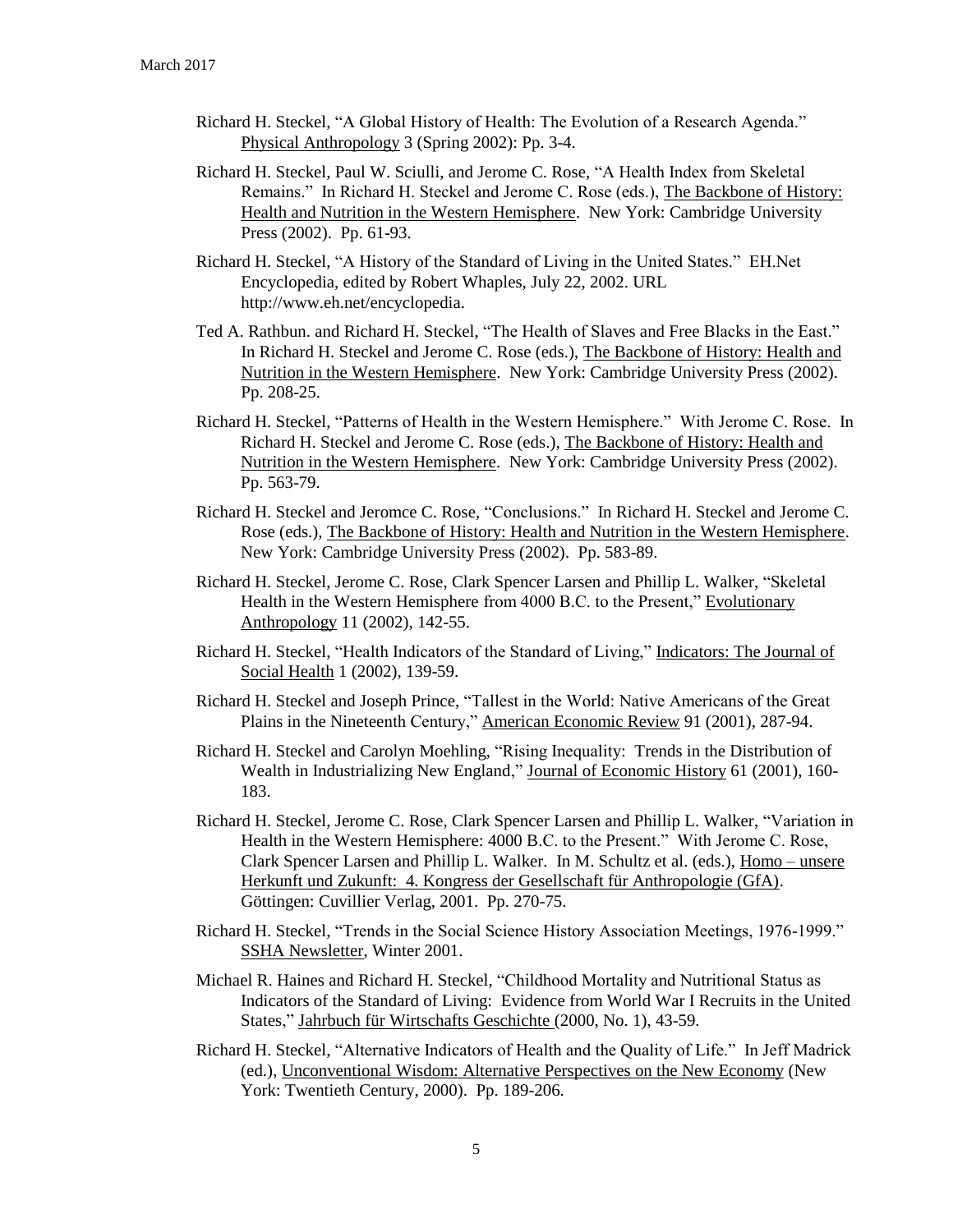Richard H. Steckel, "A Global History of Health: The Evolution of a Research Agenda." Physical Anthropology 3 (Spring 2002): Pp. 3-4.

Richard H. Steckel, Paul W. Sciulli, and Jerome C. Rose, "A Health Index from Skeletal Remains." In Richard H. Steckel and Jerome C. Rose (eds.), The Backbone of History: Health and Nutrition in the Western Hemisphere. New York: Cambridge University Press (2002). Pp. 61-93.

Richard H. Steckel, "A History of the Standard of Living in the United States." EH.Net Encyclopedia, edited by Robert Whaples, July 22, 2002. URL http://www.eh.net/encyclopedia.

Ted A. Rathbun. and Richard H. Steckel, "The Health of Slaves and Free Blacks in the East." In Richard H. Steckel and Jerome C. Rose (eds.), The Backbone of History: Health and Nutrition in the Western Hemisphere. New York: Cambridge University Press (2002). Pp. 208-25.

Richard H. Steckel, "Patterns of Health in the Western Hemisphere." With Jerome C. Rose. In Richard H. Steckel and Jerome C. Rose (eds.), The Backbone of History: Health and Nutrition in the Western Hemisphere. New York: Cambridge University Press (2002). Pp. 563-79.

Richard H. Steckel and Jeromce C. Rose, "Conclusions." In Richard H. Steckel and Jerome C. Rose (eds.), The Backbone of History: Health and Nutrition in the Western Hemisphere. New York: Cambridge University Press (2002). Pp. 583-89.

Richard H. Steckel, Jerome C. Rose, Clark Spencer Larsen and Phillip L. Walker, "Skeletal Health in the Western Hemisphere from 4000 B.C. to the Present," Evolutionary Anthropology 11 (2002), 142-55.

Richard H. Steckel, "Health Indicators of the Standard of Living," Indicators: The Journal of Social Health 1 (2002), 139-59.

Richard H. Steckel and Joseph Prince, "Tallest in the World: Native Americans of the Great Plains in the Nineteenth Century," American Economic Review 91 (2001), 287-94.

Richard H. Steckel and Carolyn Moehling, "Rising Inequality: Trends in the Distribution of Wealth in Industrializing New England," Journal of Economic History 61 (2001), 160-183.

Richard H. Steckel, Jerome C. Rose, Clark Spencer Larsen and Phillip L. Walker, "Variation in Health in the Western Hemisphere: 4000 B.C. to the Present." With Jerome C. Rose, Clark Spencer Larsen and Phillip L. Walker. In M. Schultz et al. (eds.), Homo – unsere Herkunft und Zukunft: 4. Kongress der Gesellschaft für Anthropologie (GfA). Göttingen: Cuvillier Verlag, 2001. Pp. 270-75.

Richard H. Steckel, "Trends in the Social Science History Association Meetings, 1976-1999." SSHA Newsletter, Winter 2001.

Michael R. Haines and Richard H. Steckel, "Childhood Mortality and Nutritional Status as Indicators of the Standard of Living: Evidence from World War I Recruits in the United States," Jahrbuch für Wirtschafts Geschichte (2000, No. 1), 43-59.

Richard H. Steckel, "Alternative Indicators of Health and the Quality of Life." In Jeff Madrick (ed.), Unconventional Wisdom: Alternative Perspectives on the New Economy (New York: Twentieth Century, 2000). Pp. 189-206.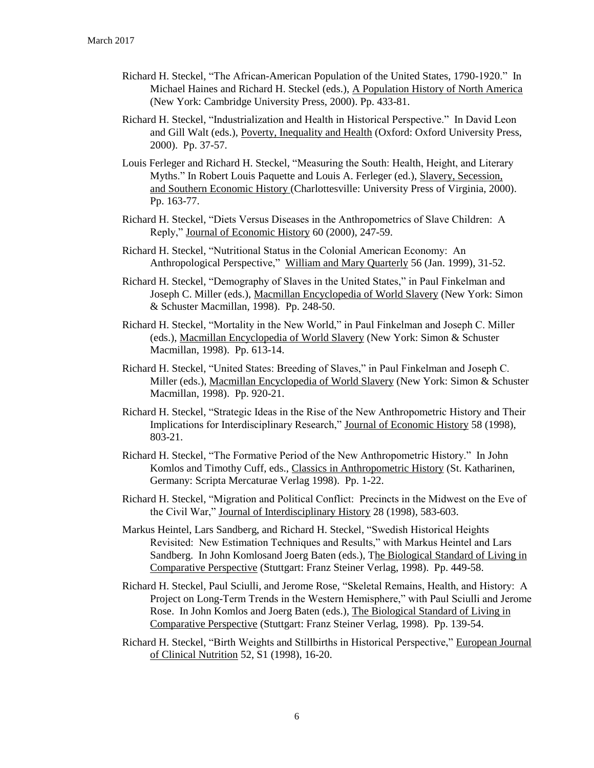Richard H. Steckel, "The African-American Population of the United States, 1790-1920." In Michael Haines and Richard H. Steckel (eds.), A Population History of North America (New York: Cambridge University Press, 2000). Pp. 433-81.

Richard H. Steckel, "Industrialization and Health in Historical Perspective." In David Leon and Gill Walt (eds.), Poverty, Inequality and Health (Oxford: Oxford University Press, 2000). Pp. 37-57.

Louis Ferleger and Richard H. Steckel, "Measuring the South: Health, Height, and Literary Myths." In Robert Louis Paquette and Louis A. Ferleger (ed.), Slavery, Secession, and Southern Economic History (Charlottesville: University Press of Virginia, 2000). Pp. 163-77.

Richard H. Steckel, "Diets Versus Diseases in the Anthropometrics of Slave Children: A Reply," Journal of Economic History 60 (2000), 247-59.

Richard H. Steckel, "Nutritional Status in the Colonial American Economy: An Anthropological Perspective," William and Mary Quarterly 56 (Jan. 1999), 31-52.

Richard H. Steckel, "Demography of Slaves in the United States," in Paul Finkelman and Joseph C. Miller (eds.), Macmillan Encyclopedia of World Slavery (New York: Simon & Schuster Macmillan, 1998). Pp. 248-50.

Richard H. Steckel, "Mortality in the New World," in Paul Finkelman and Joseph C. Miller (eds.), Macmillan Encyclopedia of World Slavery (New York: Simon & Schuster Macmillan, 1998). Pp. 613-14.

Richard H. Steckel, "United States: Breeding of Slaves," in Paul Finkelman and Joseph C. Miller (eds.), Macmillan Encyclopedia of World Slavery (New York: Simon & Schuster Macmillan, 1998). Pp. 920-21.

Richard H. Steckel, "Strategic Ideas in the Rise of the New Anthropometric History and Their Implications for Interdisciplinary Research," Journal of Economic History 58 (1998), 803-21.

Richard H. Steckel, "The Formative Period of the New Anthropometric History." In John Komlos and Timothy Cuff, eds., Classics in Anthropometric History (St. Katharinen, Germany: Scripta Mercaturae Verlag 1998). Pp. 1-22.

Richard H. Steckel, "Migration and Political Conflict: Precincts in the Midwest on the Eve of the Civil War," Journal of Interdisciplinary History 28 (1998), 583-603.

Markus Heintel, Lars Sandberg, and Richard H. Steckel, "Swedish Historical Heights Revisited: New Estimation Techniques and Results," with Markus Heintel and Lars Sandberg. In John Komlosand Joerg Baten (eds.), The Biological Standard of Living in Comparative Perspective (Stuttgart: Franz Steiner Verlag, 1998). Pp. 449-58.

Richard H. Steckel, Paul Sciulli, and Jerome Rose, "Skeletal Remains, Health, and History: A Project on Long-Term Trends in the Western Hemisphere," with Paul Sciulli and Jerome Rose. In John Komlos and Joerg Baten (eds.), The Biological Standard of Living in Comparative Perspective (Stuttgart: Franz Steiner Verlag, 1998). Pp. 139-54.

Richard H. Steckel, "Birth Weights and Stillbirths in Historical Perspective," European Journal of Clinical Nutrition 52, S1 (1998), 16-20.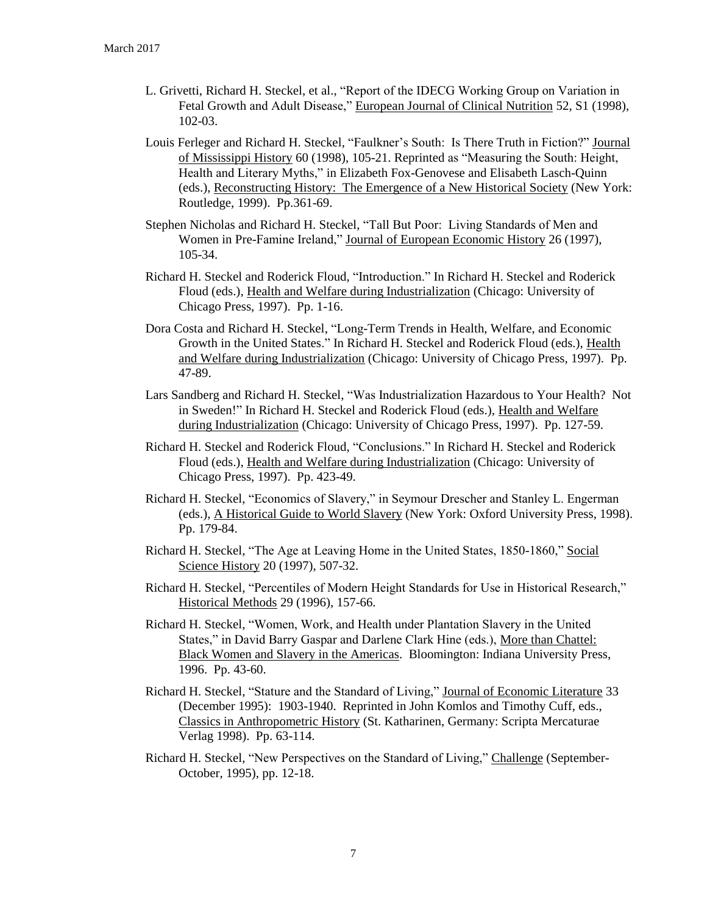L. Grivetti, Richard H. Steckel, et al., "Report of the IDECG Working Group on Variation in Fetal Growth and Adult Disease," European Journal of Clinical Nutrition 52, S1 (1998), 102-03.

Louis Ferleger and Richard H. Steckel, "Faulkner's South: Is There Truth in Fiction?" Journal of Mississippi History 60 (1998), 105-21. Reprinted as "Measuring the South: Height, Health and Literary Myths," in Elizabeth Fox-Genovese and Elisabeth Lasch-Quinn (eds.), Reconstructing History: The Emergence of a New Historical Society (New York: Routledge, 1999). Pp.361-69.

Stephen Nicholas and Richard H. Steckel, "Tall But Poor: Living Standards of Men and Women in Pre-Famine Ireland," Journal of European Economic History 26 (1997), 105-34.

Richard H. Steckel and Roderick Floud, "Introduction." In Richard H. Steckel and Roderick Floud (eds.), Health and Welfare during Industrialization (Chicago: University of Chicago Press, 1997). Pp. 1-16.

Dora Costa and Richard H. Steckel, "Long-Term Trends in Health, Welfare, and Economic Growth in the United States." In Richard H. Steckel and Roderick Floud (eds.), Health and Welfare during Industrialization (Chicago: University of Chicago Press, 1997). Pp. 47-89.

Lars Sandberg and Richard H. Steckel, "Was Industrialization Hazardous to Your Health? Not in Sweden!" In Richard H. Steckel and Roderick Floud (eds.), Health and Welfare during Industrialization (Chicago: University of Chicago Press, 1997). Pp. 127-59.

Richard H. Steckel and Roderick Floud, "Conclusions." In Richard H. Steckel and Roderick Floud (eds.), Health and Welfare during Industrialization (Chicago: University of Chicago Press, 1997). Pp. 423-49.

Richard H. Steckel, "Economics of Slavery," in Seymour Drescher and Stanley L. Engerman (eds.), A Historical Guide to World Slavery (New York: Oxford University Press, 1998). Pp. 179-84.

Richard H. Steckel, "The Age at Leaving Home in the United States, 1850-1860," Social Science History 20 (1997), 507-32.

Richard H. Steckel, "Percentiles of Modern Height Standards for Use in Historical Research," Historical Methods 29 (1996), 157-66.

Richard H. Steckel, "Women, Work, and Health under Plantation Slavery in the United States," in David Barry Gaspar and Darlene Clark Hine (eds.), More than Chattel: Black Women and Slavery in the Americas. Bloomington: Indiana University Press, 1996. Pp. 43-60.

Richard H. Steckel, "Stature and the Standard of Living," Journal of Economic Literature 33 (December 1995): 1903-1940. Reprinted in John Komlos and Timothy Cuff, eds., Classics in Anthropometric History (St. Katharinen, Germany: Scripta Mercaturae Verlag 1998). Pp. 63-114.

Richard H. Steckel, "New Perspectives on the Standard of Living," Challenge (September-October, 1995), pp. 12-18.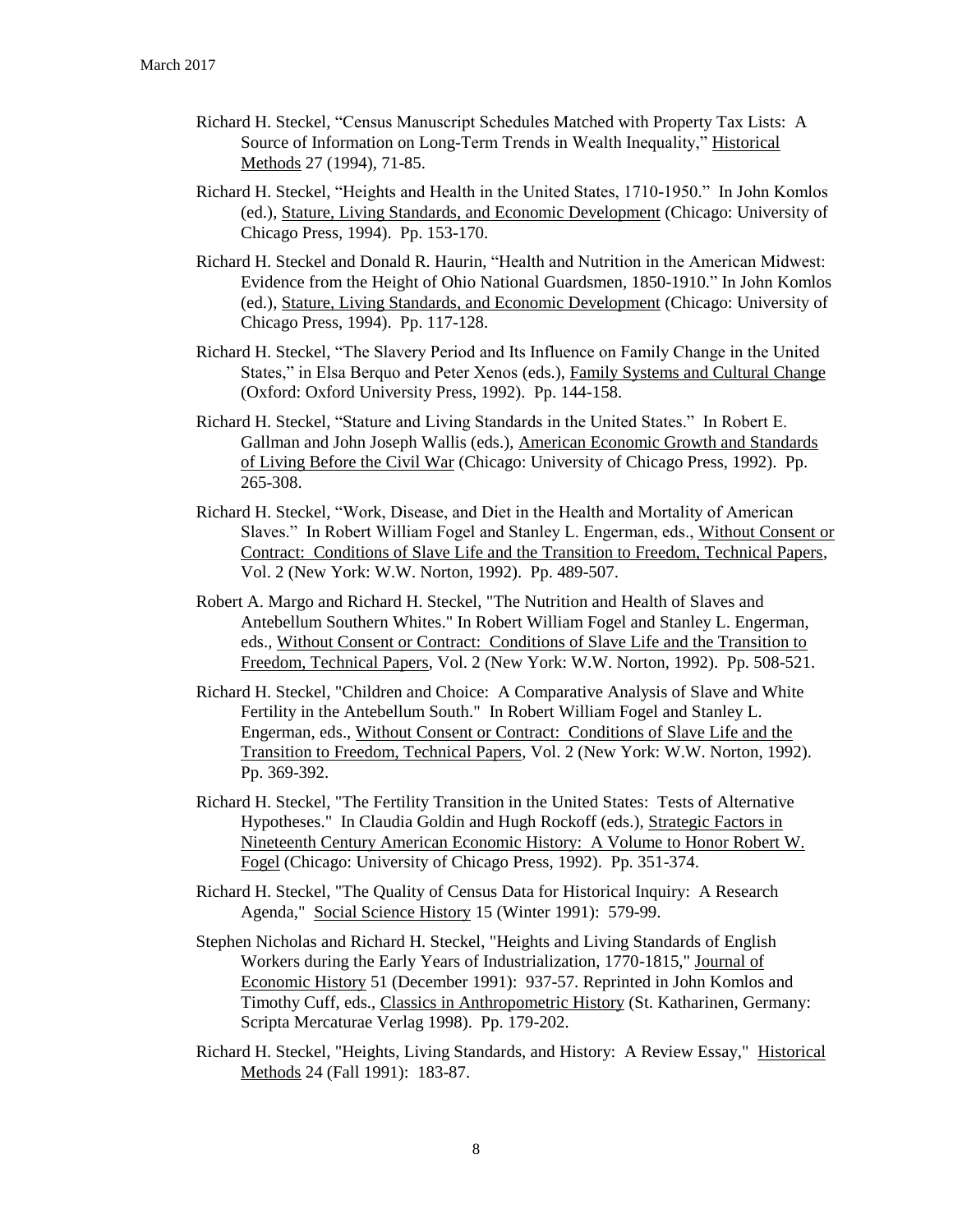Richard H. Steckel, "Census Manuscript Schedules Matched with Property Tax Lists: A Source of Information on Long-Term Trends in Wealth Inequality," Historical Methods 27 (1994), 71-85.

Richard H. Steckel, "Heights and Health in the United States, 1710-1950." In John Komlos (ed.), Stature, Living Standards, and Economic Development (Chicago: University of Chicago Press, 1994). Pp. 153-170.

Richard H. Steckel and Donald R. Haurin, "Health and Nutrition in the American Midwest: Evidence from the Height of Ohio National Guardsmen, 1850-1910." In John Komlos (ed.), Stature, Living Standards, and Economic Development (Chicago: University of Chicago Press, 1994). Pp. 117-128.

Richard H. Steckel, "The Slavery Period and Its Influence on Family Change in the United States," in Elsa Berquo and Peter Xenos (eds.), Family Systems and Cultural Change (Oxford: Oxford University Press, 1992). Pp. 144-158.

Richard H. Steckel, "Stature and Living Standards in the United States." In Robert E. Gallman and John Joseph Wallis (eds.), American Economic Growth and Standards of Living Before the Civil War (Chicago: University of Chicago Press, 1992). Pp. 265-308.

Richard H. Steckel, "Work, Disease, and Diet in the Health and Mortality of American Slaves." In Robert William Fogel and Stanley L. Engerman, eds., Without Consent or Contract: Conditions of Slave Life and the Transition to Freedom, Technical Papers, Vol. 2 (New York: W.W. Norton, 1992). Pp. 489-507.

Robert A. Margo and Richard H. Steckel, "The Nutrition and Health of Slaves and Antebellum Southern Whites." In Robert William Fogel and Stanley L. Engerman, eds., Without Consent or Contract: Conditions of Slave Life and the Transition to Freedom, Technical Papers, Vol. 2 (New York: W.W. Norton, 1992). Pp. 508-521.

Richard H. Steckel, "Children and Choice: A Comparative Analysis of Slave and White Fertility in the Antebellum South." In Robert William Fogel and Stanley L. Engerman, eds., Without Consent or Contract: Conditions of Slave Life and the Transition to Freedom, Technical Papers, Vol. 2 (New York: W.W. Norton, 1992). Pp. 369-392.

Richard H. Steckel, "The Fertility Transition in the United States: Tests of Alternative Hypotheses." In Claudia Goldin and Hugh Rockoff (eds.), Strategic Factors in Nineteenth Century American Economic History: A Volume to Honor Robert W. Fogel (Chicago: University of Chicago Press, 1992). Pp. 351-374.

Richard H. Steckel, "The Quality of Census Data for Historical Inquiry: A Research Agenda," Social Science History 15 (Winter 1991): 579-99.

Stephen Nicholas and Richard H. Steckel, "Heights and Living Standards of English Workers during the Early Years of Industrialization, 1770-1815," Journal of Economic History 51 (December 1991): 937-57. Reprinted in John Komlos and Timothy Cuff, eds., Classics in Anthropometric History (St. Katharinen, Germany: Scripta Mercaturae Verlag 1998). Pp. 179-202.

Richard H. Steckel, "Heights, Living Standards, and History: A Review Essay," Historical Methods 24 (Fall 1991): 183-87.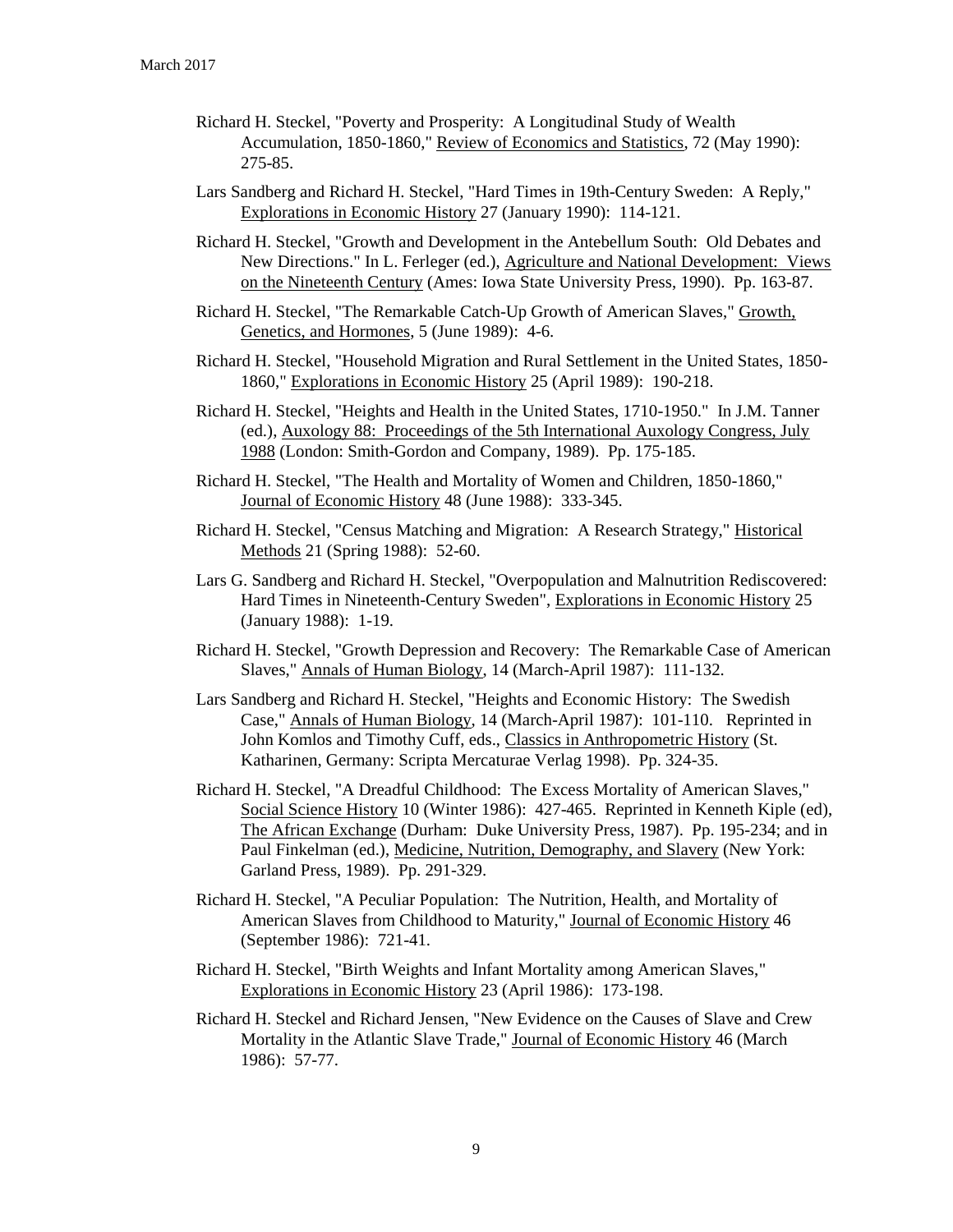Richard H. Steckel, "Poverty and Prosperity: A Longitudinal Study of Wealth Accumulation, 1850-1860," Review of Economics and Statistics, 72 (May 1990): 275-85.

Lars Sandberg and Richard H. Steckel, "Hard Times in 19th-Century Sweden: A Reply," Explorations in Economic History 27 (January 1990): 114-121.

Richard H. Steckel, "Growth and Development in the Antebellum South: Old Debates and New Directions." In L. Ferleger (ed.), Agriculture and National Development: Views on the Nineteenth Century (Ames: Iowa State University Press, 1990). Pp. 163-87.

Richard H. Steckel, "The Remarkable Catch-Up Growth of American Slaves," Growth, Genetics, and Hormones, 5 (June 1989): 4-6.

Richard H. Steckel, "Household Migration and Rural Settlement in the United States, 1850-1860," Explorations in Economic History 25 (April 1989): 190-218.

Richard H. Steckel, "Heights and Health in the United States, 1710-1950." In J.M. Tanner (ed.), Auxology 88: Proceedings of the 5th International Auxology Congress, July 1988 (London: Smith-Gordon and Company, 1989). Pp. 175-185.

Richard H. Steckel, "The Health and Mortality of Women and Children, 1850-1860," Journal of Economic History 48 (June 1988): 333-345.

Richard H. Steckel, "Census Matching and Migration: A Research Strategy," Historical Methods 21 (Spring 1988): 52-60.

Lars G. Sandberg and Richard H. Steckel, "Overpopulation and Malnutrition Rediscovered: Hard Times in Nineteenth-Century Sweden", Explorations in Economic History 25 (January 1988): 1-19.

Richard H. Steckel, "Growth Depression and Recovery: The Remarkable Case of American Slaves," Annals of Human Biology, 14 (March-April 1987): 111-132.

Lars Sandberg and Richard H. Steckel, "Heights and Economic History: The Swedish Case," Annals of Human Biology, 14 (March-April 1987): 101-110. Reprinted in John Komlos and Timothy Cuff, eds., Classics in Anthropometric History (St. Katharinen, Germany: Scripta Mercaturae Verlag 1998). Pp. 324-35.

Richard H. Steckel, "A Dreadful Childhood: The Excess Mortality of American Slaves," Social Science History 10 (Winter 1986): 427-465. Reprinted in Kenneth Kiple (ed), The African Exchange (Durham: Duke University Press, 1987). Pp. 195-234; and in Paul Finkelman (ed.), Medicine, Nutrition, Demography, and Slavery (New York: Garland Press, 1989). Pp. 291-329.

Richard H. Steckel, "A Peculiar Population: The Nutrition, Health, and Mortality of American Slaves from Childhood to Maturity," Journal of Economic History 46 (September 1986): 721-41.

Richard H. Steckel, "Birth Weights and Infant Mortality among American Slaves," Explorations in Economic History 23 (April 1986): 173-198.

Richard H. Steckel and Richard Jensen, "New Evidence on the Causes of Slave and Crew Mortality in the Atlantic Slave Trade," Journal of Economic History 46 (March 1986): 57-77.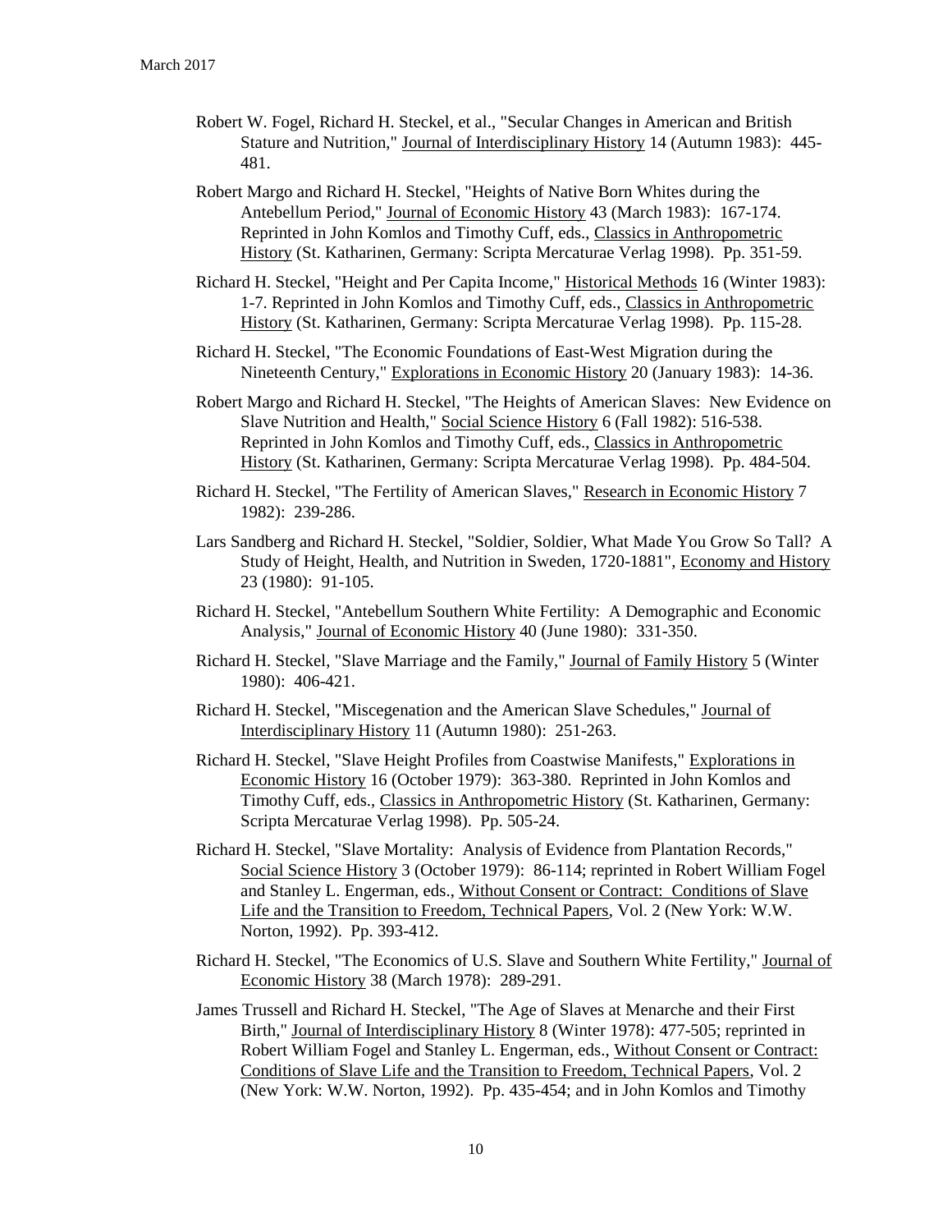Robert W. Fogel, Richard H. Steckel, et al., "Secular Changes in American and British Stature and Nutrition," Journal of Interdisciplinary History 14 (Autumn 1983): 445-481.

Robert Margo and Richard H. Steckel, "Heights of Native Born Whites during the Antebellum Period," Journal of Economic History 43 (March 1983): 167-174. Reprinted in John Komlos and Timothy Cuff, eds., Classics in Anthropometric History (St. Katharinen, Germany: Scripta Mercaturae Verlag 1998). Pp. 351-59.

Richard H. Steckel, "Height and Per Capita Income," Historical Methods 16 (Winter 1983): 1-7. Reprinted in John Komlos and Timothy Cuff, eds., Classics in Anthropometric History (St. Katharinen, Germany: Scripta Mercaturae Verlag 1998). Pp. 115-28.

Richard H. Steckel, "The Economic Foundations of East-West Migration during the Nineteenth Century," Explorations in Economic History 20 (January 1983): 14-36.

Robert Margo and Richard H. Steckel, "The Heights of American Slaves: New Evidence on Slave Nutrition and Health," Social Science History 6 (Fall 1982): 516-538. Reprinted in John Komlos and Timothy Cuff, eds., Classics in Anthropometric History (St. Katharinen, Germany: Scripta Mercaturae Verlag 1998). Pp. 484-504.

Richard H. Steckel, "The Fertility of American Slaves," Research in Economic History 7 1982): 239-286.

Lars Sandberg and Richard H. Steckel, "Soldier, Soldier, What Made You Grow So Tall? A Study of Height, Health, and Nutrition in Sweden, 1720-1881", Economy and History 23 (1980): 91-105.

Richard H. Steckel, "Antebellum Southern White Fertility: A Demographic and Economic Analysis," Journal of Economic History 40 (June 1980): 331-350.

Richard H. Steckel, "Slave Marriage and the Family," Journal of Family History 5 (Winter 1980): 406-421.

Richard H. Steckel, "Miscegenation and the American Slave Schedules," Journal of Interdisciplinary History 11 (Autumn 1980): 251-263.

Richard H. Steckel, "Slave Height Profiles from Coastwise Manifests," Explorations in Economic History 16 (October 1979): 363-380. Reprinted in John Komlos and Timothy Cuff, eds., Classics in Anthropometric History (St. Katharinen, Germany: Scripta Mercaturae Verlag 1998). Pp. 505-24.

Richard H. Steckel, "Slave Mortality: Analysis of Evidence from Plantation Records," Social Science History 3 (October 1979): 86-114; reprinted in Robert William Fogel and Stanley L. Engerman, eds., Without Consent or Contract: Conditions of Slave Life and the Transition to Freedom, Technical Papers, Vol. 2 (New York: W.W. Norton, 1992). Pp. 393-412.

Richard H. Steckel, "The Economics of U.S. Slave and Southern White Fertility," Journal of Economic History 38 (March 1978): 289-291.

James Trussell and Richard H. Steckel, "The Age of Slaves at Menarche and their First Birth," Journal of Interdisciplinary History 8 (Winter 1978): 477-505; reprinted in Robert William Fogel and Stanley L. Engerman, eds., Without Consent or Contract: Conditions of Slave Life and the Transition to Freedom, Technical Papers, Vol. 2 (New York: W.W. Norton, 1992). Pp. 435-454; and in John Komlos and Timothy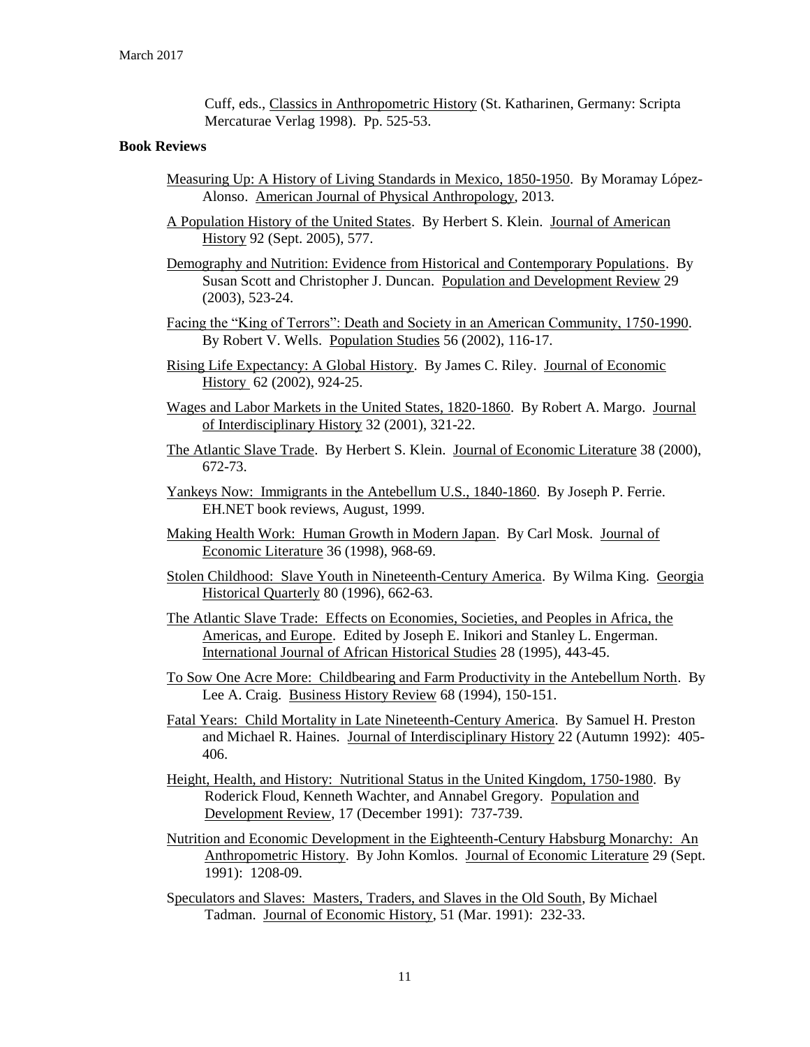Cuff, eds., Classics in Anthropometric History (St. Katharinen, Germany: Scripta Mercaturae Verlag 1998). Pp. 525-53.

**Book Reviews**

Measuring Up: A History of Living Standards in Mexico, 1850-1950. By Moramay López-Alonso. American Journal of Physical Anthropology, 2013.

A Population History of the United States. By Herbert S. Klein. Journal of American History 92 (Sept. 2005), 577.

Demography and Nutrition: Evidence from Historical and Contemporary Populations. By Susan Scott and Christopher J. Duncan. Population and Development Review 29 (2003), 523-24.

Facing the "King of Terrors": Death and Society in an American Community, 1750-1990. By Robert V. Wells. Population Studies 56 (2002), 116-17.

Rising Life Expectancy: A Global History. By James C. Riley. Journal of Economic History 62 (2002), 924-25.

Wages and Labor Markets in the United States, 1820-1860. By Robert A. Margo. Journal of Interdisciplinary History 32 (2001), 321-22.

The Atlantic Slave Trade. By Herbert S. Klein. Journal of Economic Literature 38 (2000), 672-73.

Yankeys Now: Immigrants in the Antebellum U.S., 1840-1860. By Joseph P. Ferrie. EH.NET book reviews, August, 1999.

Making Health Work: Human Growth in Modern Japan. By Carl Mosk. Journal of Economic Literature 36 (1998), 968-69.

Stolen Childhood: Slave Youth in Nineteenth-Century America. By Wilma King. Georgia Historical Quarterly 80 (1996), 662-63.

The Atlantic Slave Trade: Effects on Economies, Societies, and Peoples in Africa, the Americas, and Europe. Edited by Joseph E. Inikori and Stanley L. Engerman. International Journal of African Historical Studies 28 (1995), 443-45.

To Sow One Acre More: Childbearing and Farm Productivity in the Antebellum North. By Lee A. Craig. Business History Review 68 (1994), 150-151.

Fatal Years: Child Mortality in Late Nineteenth-Century America. By Samuel H. Preston and Michael R. Haines. Journal of Interdisciplinary History 22 (Autumn 1992): 405-406.

Height, Health, and History: Nutritional Status in the United Kingdom, 1750-1980. By Roderick Floud, Kenneth Wachter, and Annabel Gregory. Population and Development Review, 17 (December 1991): 737-739.

Nutrition and Economic Development in the Eighteenth-Century Habsburg Monarchy: An Anthropometric History. By John Komlos. Journal of Economic Literature 29 (Sept. 1991): 1208-09.

Speculators and Slaves: Masters, Traders, and Slaves in the Old South, By Michael Tadman. Journal of Economic History, 51 (Mar. 1991): 232-33.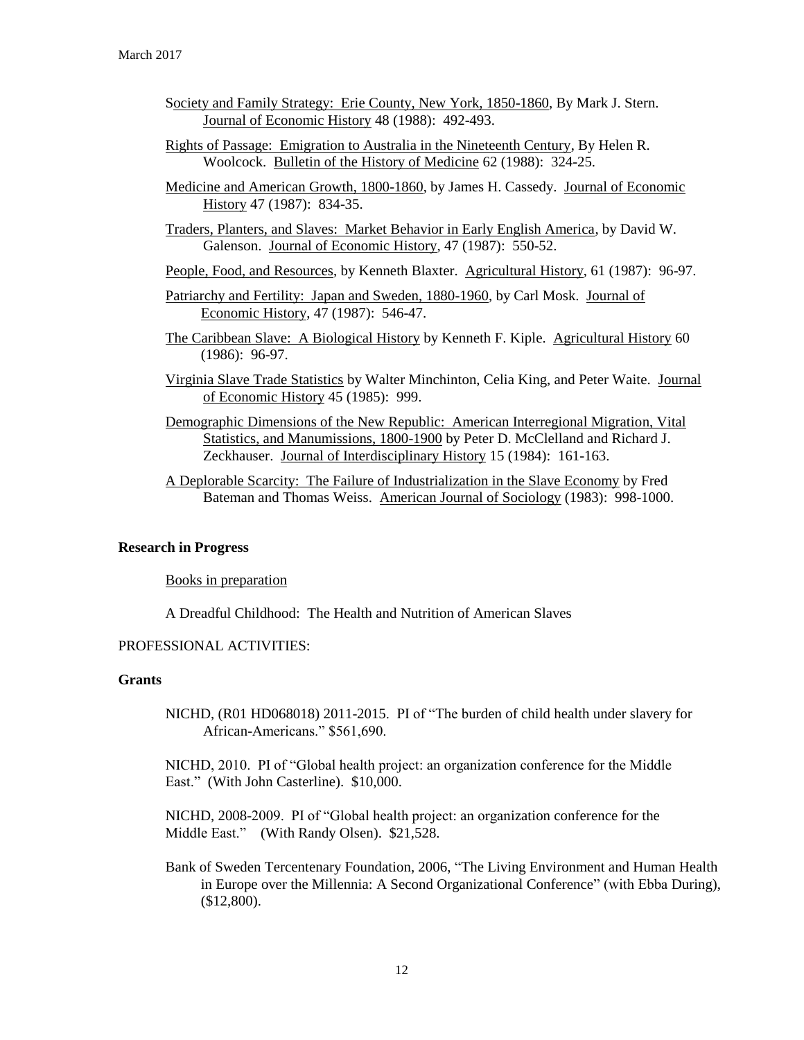Society and Family Strategy: Erie County, New York, 1850-1860, By Mark J. Stern. Journal of Economic History 48 (1988): 492-493.

Rights of Passage: Emigration to Australia in the Nineteenth Century, By Helen R. Woolcock. Bulletin of the History of Medicine 62 (1988): 324-25.

Medicine and American Growth, 1800-1860, by James H. Cassedy. Journal of Economic History 47 (1987): 834-35.

Traders, Planters, and Slaves: Market Behavior in Early English America, by David W. Galenson. Journal of Economic History, 47 (1987): 550-52.

People, Food, and Resources, by Kenneth Blaxter. Agricultural History, 61 (1987): 96-97.

Patriarchy and Fertility: Japan and Sweden, 1880-1960, by Carl Mosk. Journal of Economic History, 47 (1987): 546-47.

The Caribbean Slave: A Biological History by Kenneth F. Kiple. Agricultural History 60 (1986): 96-97.

Virginia Slave Trade Statistics by Walter Minchinton, Celia King, and Peter Waite. Journal of Economic History 45 (1985): 999.

Demographic Dimensions of the New Republic: American Interregional Migration, Vital Statistics, and Manumissions, 1800-1900 by Peter D. McClelland and Richard J. Zeckhauser. Journal of Interdisciplinary History 15 (1984): 161-163.

A Deplorable Scarcity: The Failure of Industrialization in the Slave Economy by Fred Bateman and Thomas Weiss. American Journal of Sociology (1983): 998-1000.

**Research in Progress**

Books in preparation

A Dreadful Childhood: The Health and Nutrition of American Slaves

PROFESSIONAL ACTIVITIES:

**Grants**

NICHD, (R01 HD068018) 2011-2015. PI of "The burden of child health under slavery for African-Americans." $561,690.

NICHD, 2010. PI of "Global health project: an organization conference for the Middle East." (With John Casterline). $10,000.

NICHD, 2008-2009. PI of "Global health project: an organization conference for the Middle East." (With Randy Olsen). $21,528.

Bank of Sweden Tercentenary Foundation, 2006, "The Living Environment and Human Health in Europe over the Millennia: A Second Organizational Conference" (with Ebba During), ($12,800).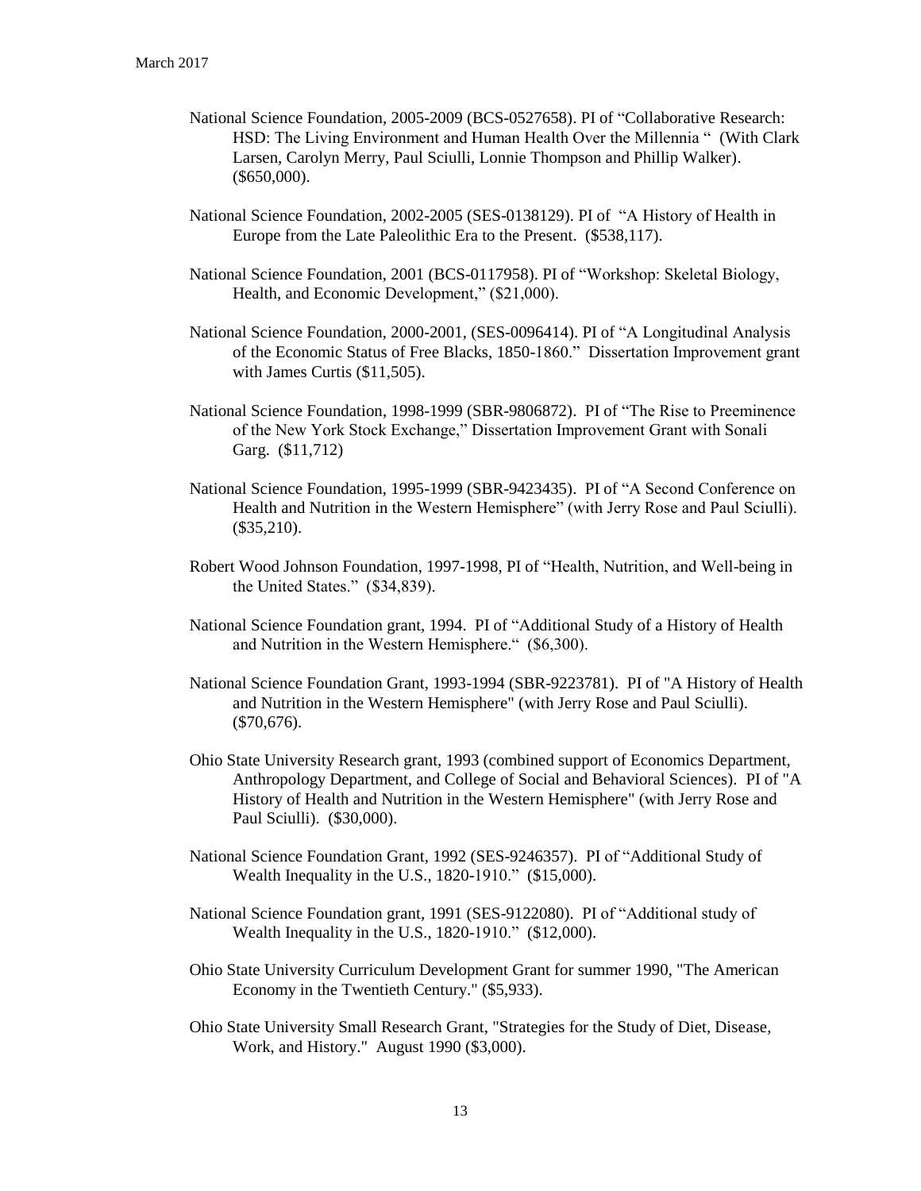National Science Foundation, 2005-2009 (BCS-0527658). PI of "Collaborative Research: HSD: The Living Environment and Human Health Over the Millennia " (With Clark Larsen, Carolyn Merry, Paul Sciulli, Lonnie Thompson and Phillip Walker). ($650,000).

National Science Foundation, 2002-2005 (SES-0138129). PI of "A History of Health in Europe from the Late Paleolithic Era to the Present. ($538,117).

National Science Foundation, 2001 (BCS-0117958). PI of "Workshop: Skeletal Biology, Health, and Economic Development," ($21,000).

National Science Foundation, 2000-2001, (SES-0096414). PI of "A Longitudinal Analysis of the Economic Status of Free Blacks, 1850-1860." Dissertation Improvement grant with James Curtis ($11,505).

National Science Foundation, 1998-1999 (SBR-9806872). PI of "The Rise to Preeminence of the New York Stock Exchange," Dissertation Improvement Grant with Sonali Garg. ($11,712)

National Science Foundation, 1995-1999 (SBR-9423435). PI of "A Second Conference on Health and Nutrition in the Western Hemisphere" (with Jerry Rose and Paul Sciulli). ($35,210).

Robert Wood Johnson Foundation, 1997-1998, PI of "Health, Nutrition, and Well-being in the United States." ($34,839).

National Science Foundation grant, 1994. PI of "Additional Study of a History of Health and Nutrition in the Western Hemisphere." ($6,300).

National Science Foundation Grant, 1993-1994 (SBR-9223781). PI of "A History of Health and Nutrition in the Western Hemisphere" (with Jerry Rose and Paul Sciulli). ($70,676).

Ohio State University Research grant, 1993 (combined support of Economics Department, Anthropology Department, and College of Social and Behavioral Sciences). PI of "A History of Health and Nutrition in the Western Hemisphere" (with Jerry Rose and Paul Sciulli). ($30,000).

National Science Foundation Grant, 1992 (SES-9246357). PI of "Additional Study of Wealth Inequality in the U.S., 1820-1910." ($15,000).

National Science Foundation grant, 1991 (SES-9122080). PI of "Additional study of Wealth Inequality in the U.S., 1820-1910." ($12,000).

Ohio State University Curriculum Development Grant for summer 1990, "The American Economy in the Twentieth Century." ($5,933).

Ohio State University Small Research Grant, "Strategies for the Study of Diet, Disease, Work, and History." August 1990 ($3,000).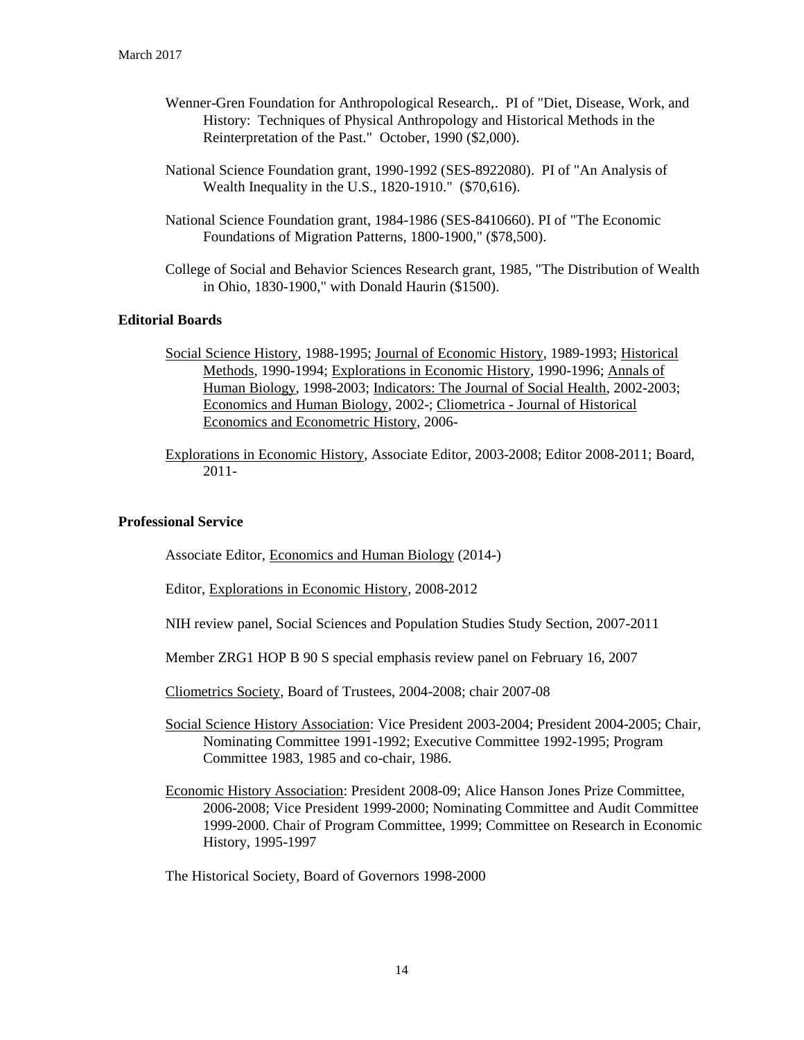Wenner-Gren Foundation for Anthropological Research,. PI of "Diet, Disease, Work, and History: Techniques of Physical Anthropology and Historical Methods in the Reinterpretation of the Past." October, 1990 ($2,000).

National Science Foundation grant, 1990-1992 (SES-8922080). PI of "An Analysis of Wealth Inequality in the U.S., 1820-1910." ($70,616).

National Science Foundation grant, 1984-1986 (SES-8410660). PI of "The Economic Foundations of Migration Patterns, 1800-1900," ($78,500).

College of Social and Behavior Sciences Research grant, 1985, "The Distribution of Wealth in Ohio, 1830-1900," with Donald Haurin ($1500).

**Editorial Boards**

Social Science History, 1988-1995; Journal of Economic History, 1989-1993; Historical Methods, 1990-1994; Explorations in Economic History, 1990-1996; Annals of Human Biology, 1998-2003; Indicators: The Journal of Social Health, 2002-2003; Economics and Human Biology, 2002-; Cliometrica - Journal of Historical Economics and Econometric History, 2006-

Explorations in Economic History, Associate Editor, 2003-2008; Editor 2008-2011; Board, 2011-

**Professional Service**

Associate Editor, Economics and Human Biology (2014-)

Editor, Explorations in Economic History, 2008-2012

NIH review panel, Social Sciences and Population Studies Study Section, 2007-2011

Member ZRG1 HOP B 90 S special emphasis review panel on February 16, 2007

Cliometrics Society, Board of Trustees, 2004-2008; chair 2007-08

Social Science History Association: Vice President 2003-2004; President 2004-2005; Chair, Nominating Committee 1991-1992; Executive Committee 1992-1995; Program Committee 1983, 1985 and co-chair, 1986.

Economic History Association: President 2008-09; Alice Hanson Jones Prize Committee, 2006-2008; Vice President 1999-2000; Nominating Committee and Audit Committee 1999-2000. Chair of Program Committee, 1999; Committee on Research in Economic History, 1995-1997

The Historical Society, Board of Governors 1998-2000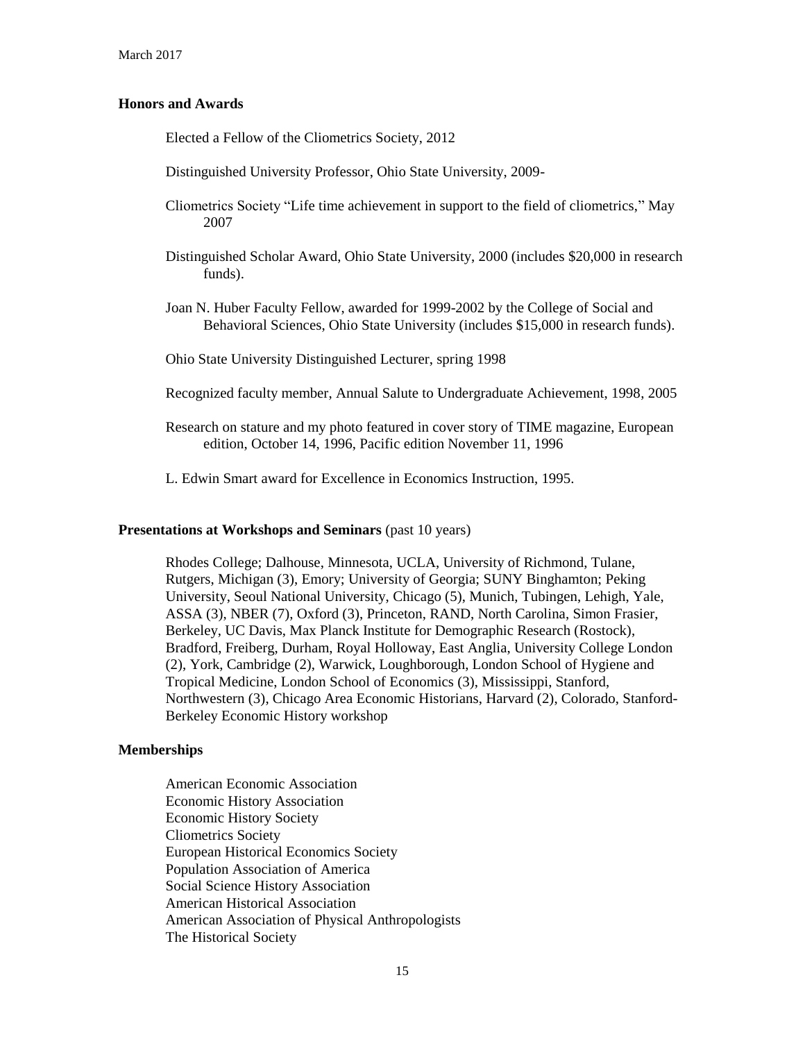## Honors and Awards

Elected a Fellow of the Cliometrics Society, 2012

Distinguished University Professor, Ohio State University, 2009-

Cliometrics Society "Life time achievement in support to the field of cliometrics," May 2007

Distinguished Scholar Award, Ohio State University, 2000 (includes $20,000 in research funds).

Joan N. Huber Faculty Fellow, awarded for 1999-2002 by the College of Social and Behavioral Sciences, Ohio State University (includes $15,000 in research funds).

Ohio State University Distinguished Lecturer, spring 1998

Recognized faculty member, Annual Salute to Undergraduate Achievement, 1998, 2005

Research on stature and my photo featured in cover story of TIME magazine, European edition, October 14, 1996, Pacific edition November 11, 1996

L. Edwin Smart award for Excellence in Economics Instruction, 1995.

## Presentations at Workshops and Seminars (past 10 years)

Rhodes College; Dalhouse, Minnesota, UCLA, University of Richmond, Tulane, Rutgers, Michigan (3), Emory; University of Georgia; SUNY Binghamton; Peking University, Seoul National University, Chicago (5), Munich, Tubingen, Lehigh, Yale, ASSA (3), NBER (7), Oxford (3), Princeton, RAND, North Carolina, Simon Frasier, Berkeley, UC Davis, Max Planck Institute for Demographic Research (Rostock), Bradford, Freiberg, Durham, Royal Holloway, East Anglia, University College London (2), York, Cambridge (2), Warwick, Loughborough, London School of Hygiene and Tropical Medicine, London School of Economics (3), Mississippi, Stanford, Northwestern (3), Chicago Area Economic Historians, Harvard (2), Colorado, Stanford-Berkeley Economic History workshop

## Memberships

American Economic Association
Economic History Association
Economic History Society
Cliometrics Society
European Historical Economics Society
Population Association of America
Social Science History Association
American Historical Association
American Association of Physical Anthropologists
The Historical Society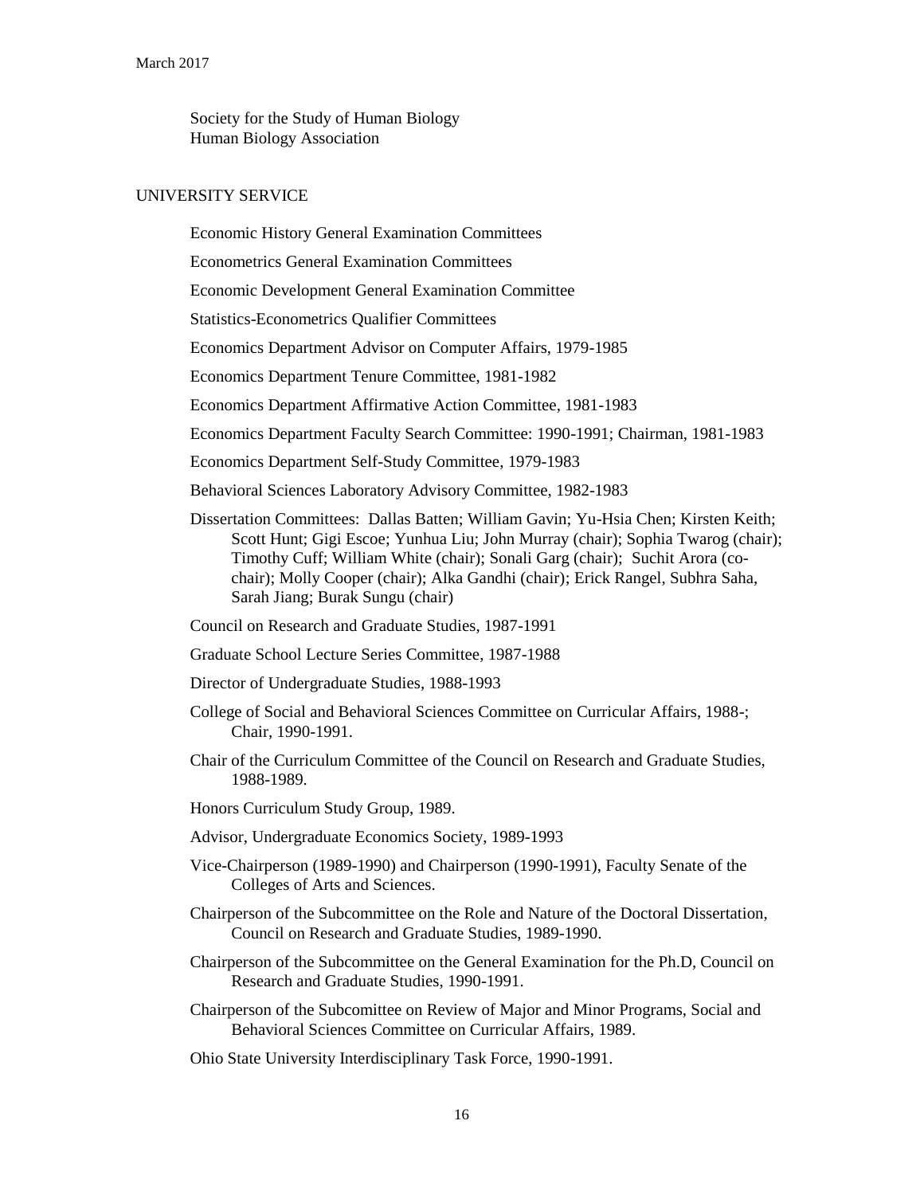Society for the Study of Human Biology
Human Biology Association

## UNIVERSITY SERVICE

Economic History General Examination Committees

Econometrics General Examination Committees

Economic Development General Examination Committee

Statistics-Econometrics Qualifier Committees

Economics Department Advisor on Computer Affairs, 1979-1985

Economics Department Tenure Committee, 1981-1982

Economics Department Affirmative Action Committee, 1981-1983

Economics Department Faculty Search Committee: 1990-1991; Chairman, 1981-1983

Economics Department Self-Study Committee, 1979-1983

Behavioral Sciences Laboratory Advisory Committee, 1982-1983

Dissertation Committees: Dallas Batten; William Gavin; Yu-Hsia Chen; Kirsten Keith; Scott Hunt; Gigi Escoe; Yunhua Liu; John Murray (chair); Sophia Twarog (chair); Timothy Cuff; William White (chair); Sonali Garg (chair); Suchit Arora (co-chair); Molly Cooper (chair); Alka Gandhi (chair); Erick Rangel, Subhra Saha, Sarah Jiang; Burak Sungu (chair)

Council on Research and Graduate Studies, 1987-1991

Graduate School Lecture Series Committee, 1987-1988

Director of Undergraduate Studies, 1988-1993

College of Social and Behavioral Sciences Committee on Curricular Affairs, 1988-; Chair, 1990-1991.

Chair of the Curriculum Committee of the Council on Research and Graduate Studies, 1988-1989.

Honors Curriculum Study Group, 1989.

Advisor, Undergraduate Economics Society, 1989-1993

Vice-Chairperson (1989-1990) and Chairperson (1990-1991), Faculty Senate of the Colleges of Arts and Sciences.

Chairperson of the Subcommittee on the Role and Nature of the Doctoral Dissertation, Council on Research and Graduate Studies, 1989-1990.

Chairperson of the Subcommittee on the General Examination for the Ph.D, Council on Research and Graduate Studies, 1990-1991.

Chairperson of the Subcomittee on Review of Major and Minor Programs, Social and Behavioral Sciences Committee on Curricular Affairs, 1989.

Ohio State University Interdisciplinary Task Force, 1990-1991.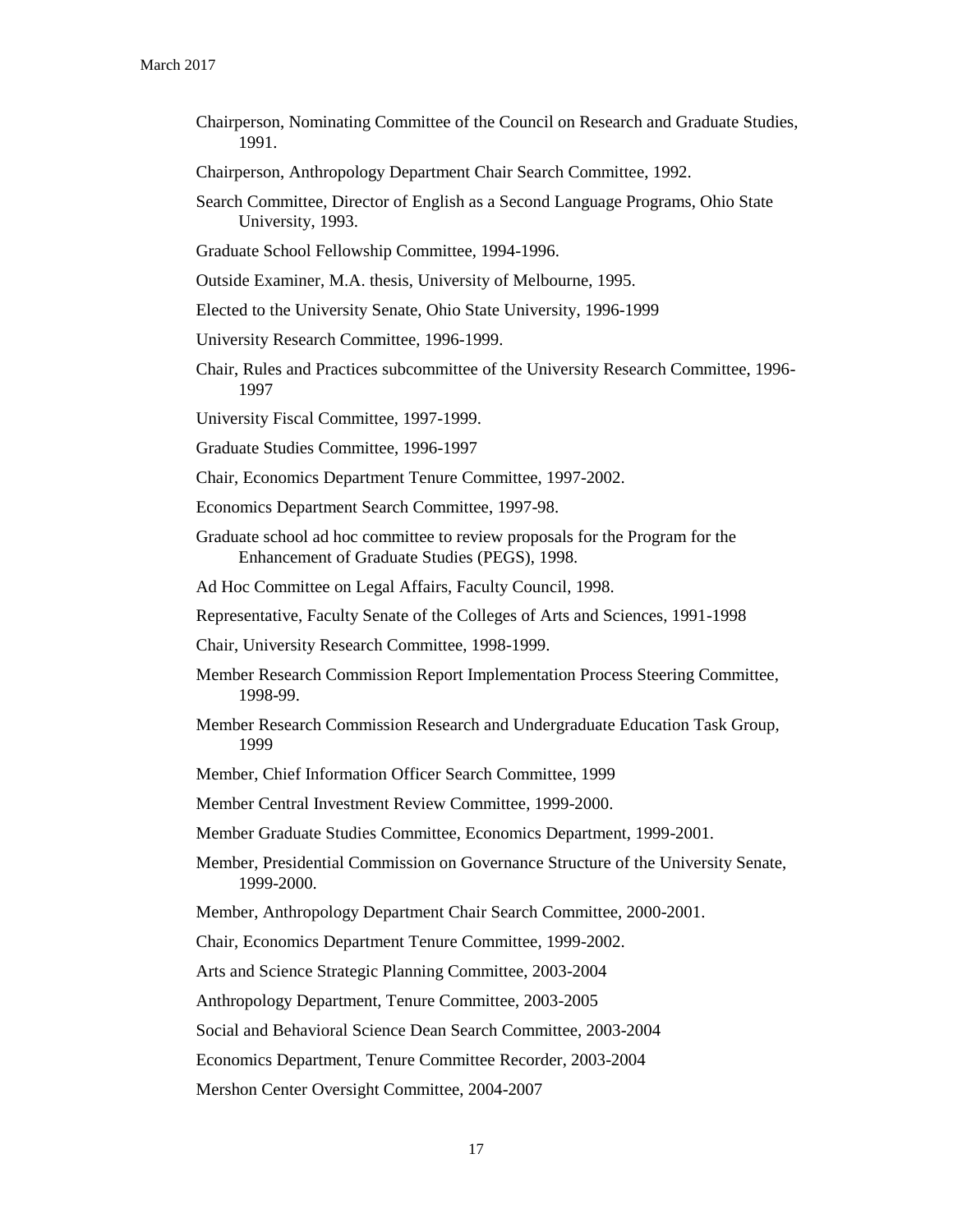Chairperson, Nominating Committee of the Council on Research and Graduate Studies, 1991.

Chairperson, Anthropology Department Chair Search Committee, 1992.

Search Committee, Director of English as a Second Language Programs, Ohio State University, 1993.

Graduate School Fellowship Committee, 1994-1996.

Outside Examiner, M.A. thesis, University of Melbourne, 1995.

Elected to the University Senate, Ohio State University, 1996-1999

University Research Committee, 1996-1999.

Chair, Rules and Practices subcommittee of the University Research Committee, 1996-1997

University Fiscal Committee, 1997-1999.

Graduate Studies Committee, 1996-1997

Chair, Economics Department Tenure Committee, 1997-2002.

Economics Department Search Committee, 1997-98.

Graduate school ad hoc committee to review proposals for the Program for the Enhancement of Graduate Studies (PEGS), 1998.

Ad Hoc Committee on Legal Affairs, Faculty Council, 1998.

Representative, Faculty Senate of the Colleges of Arts and Sciences, 1991-1998

Chair, University Research Committee, 1998-1999.

Member Research Commission Report Implementation Process Steering Committee, 1998-99.

Member Research Commission Research and Undergraduate Education Task Group, 1999

Member, Chief Information Officer Search Committee, 1999

Member Central Investment Review Committee, 1999-2000.

Member Graduate Studies Committee, Economics Department, 1999-2001.

Member, Presidential Commission on Governance Structure of the University Senate, 1999-2000.

Member, Anthropology Department Chair Search Committee, 2000-2001.

Chair, Economics Department Tenure Committee, 1999-2002.

Arts and Science Strategic Planning Committee, 2003-2004

Anthropology Department, Tenure Committee, 2003-2005

Social and Behavioral Science Dean Search Committee, 2003-2004

Economics Department, Tenure Committee Recorder, 2003-2004

Mershon Center Oversight Committee, 2004-2007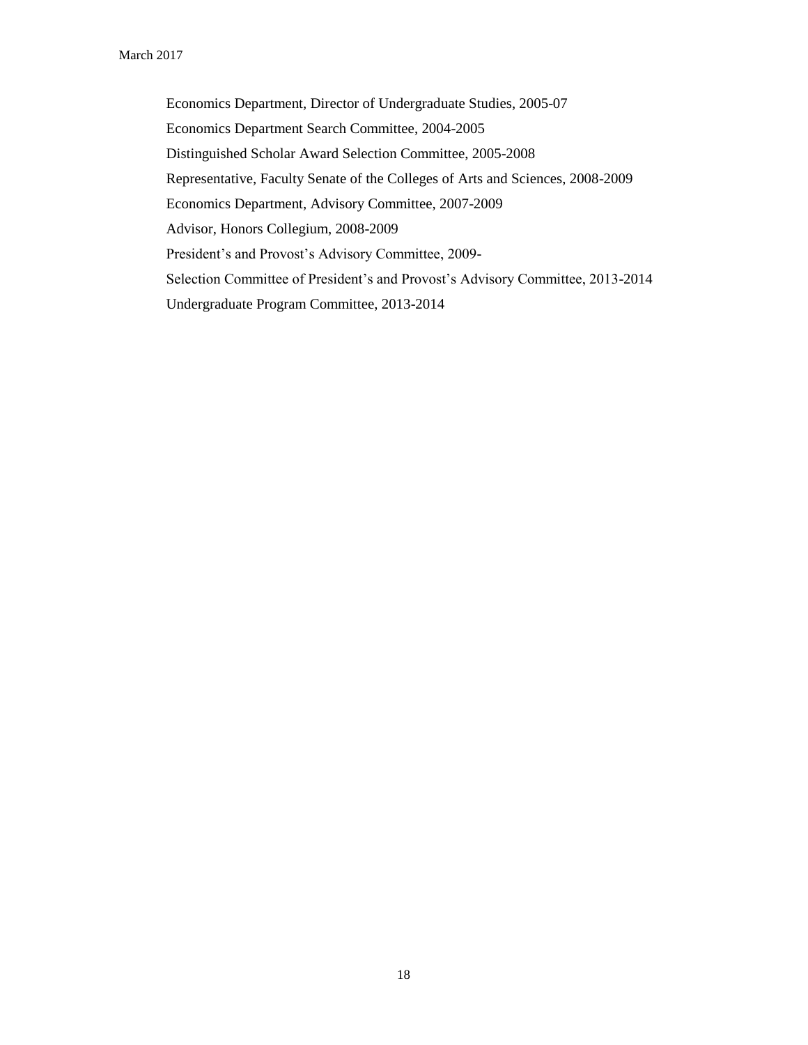Economics Department, Director of Undergraduate Studies, 2005-07

Economics Department Search Committee, 2004-2005

Distinguished Scholar Award Selection Committee, 2005-2008

Representative, Faculty Senate of the Colleges of Arts and Sciences, 2008-2009

Economics Department, Advisory Committee, 2007-2009

Advisor, Honors Collegium, 2008-2009

President's and Provost's Advisory Committee, 2009-

Selection Committee of President's and Provost's Advisory Committee, 2013-2014

Undergraduate Program Committee, 2013-2014